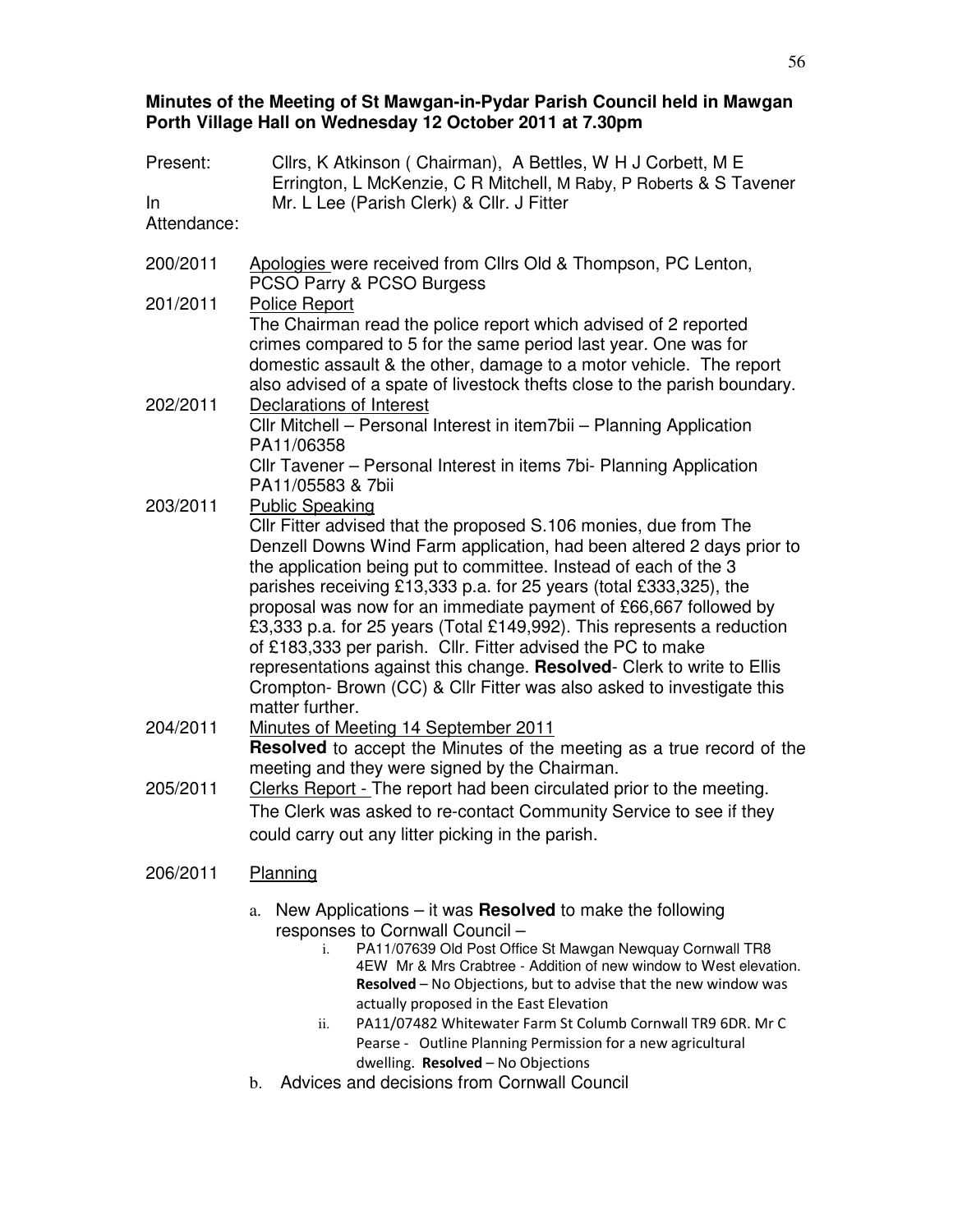**Minutes of the Meeting of St Mawgan-in-Pydar Parish Council held in Mawgan Porth Village Hall on Wednesday 12 October 2011 at 7.30pm**

Present: Cllrs, K Atkinson ( Chairman), A Bettles, W H J Corbett, M E Errington, L McKenzie, C R Mitchell, M Raby, P Roberts & S Tavener

In Attendance: Mr. L Lee (Parish Clerk) & Cllr. J Fitter

200/2011 Apologies were received from Cllrs Old & Thompson, PC Lenton, PCSO Parry & PCSO Burgess

201/2011 Police Report
The Chairman read the police report which advised of 2 reported crimes compared to 5 for the same period last year. One was for domestic assault & the other, damage to a motor vehicle. The report also advised of a spate of livestock thefts close to the parish boundary.

202/2011 Declarations of Interest
Cllr Mitchell – Personal Interest in item7bii – Planning Application PA11/06358
Cllr Tavener – Personal Interest in items 7bi- Planning Application PA11/05583 & 7bii

203/2011 Public Speaking
Cllr Fitter advised that the proposed S.106 monies, due from The Denzell Downs Wind Farm application, had been altered 2 days prior to the application being put to committee. Instead of each of the 3 parishes receiving £13,333 p.a. for 25 years (total £333,325), the proposal was now for an immediate payment of £66,667 followed by £3,333 p.a. for 25 years (Total £149,992). This represents a reduction of £183,333 per parish. Cllr. Fitter advised the PC to make representations against this change. **Resolved**- Clerk to write to Ellis Crompton- Brown (CC) & Cllr Fitter was also asked to investigate this matter further.

204/2011 Minutes of Meeting 14 September 2011
**Resolved** to accept the Minutes of the meeting as a true record of the meeting and they were signed by the Chairman.

205/2011 Clerks Report - The report had been circulated prior to the meeting. The Clerk was asked to re-contact Community Service to see if they could carry out any litter picking in the parish.

206/2011 Planning

a. New Applications – it was **Resolved** to make the following responses to Cornwall Council –
   i. PA11/07639 Old Post Office St Mawgan Newquay Cornwall TR8 4EW Mr & Mrs Crabtree - Addition of new window to West elevation. **Resolved** – No Objections, but to advise that the new window was actually proposed in the East Elevation
   ii. PA11/07482 Whitewater Farm St Columb Cornwall TR9 6DR. Mr C Pearse - Outline Planning Permission for a new agricultural dwelling. **Resolved** – No Objections

b. Advices and decisions from Cornwall Council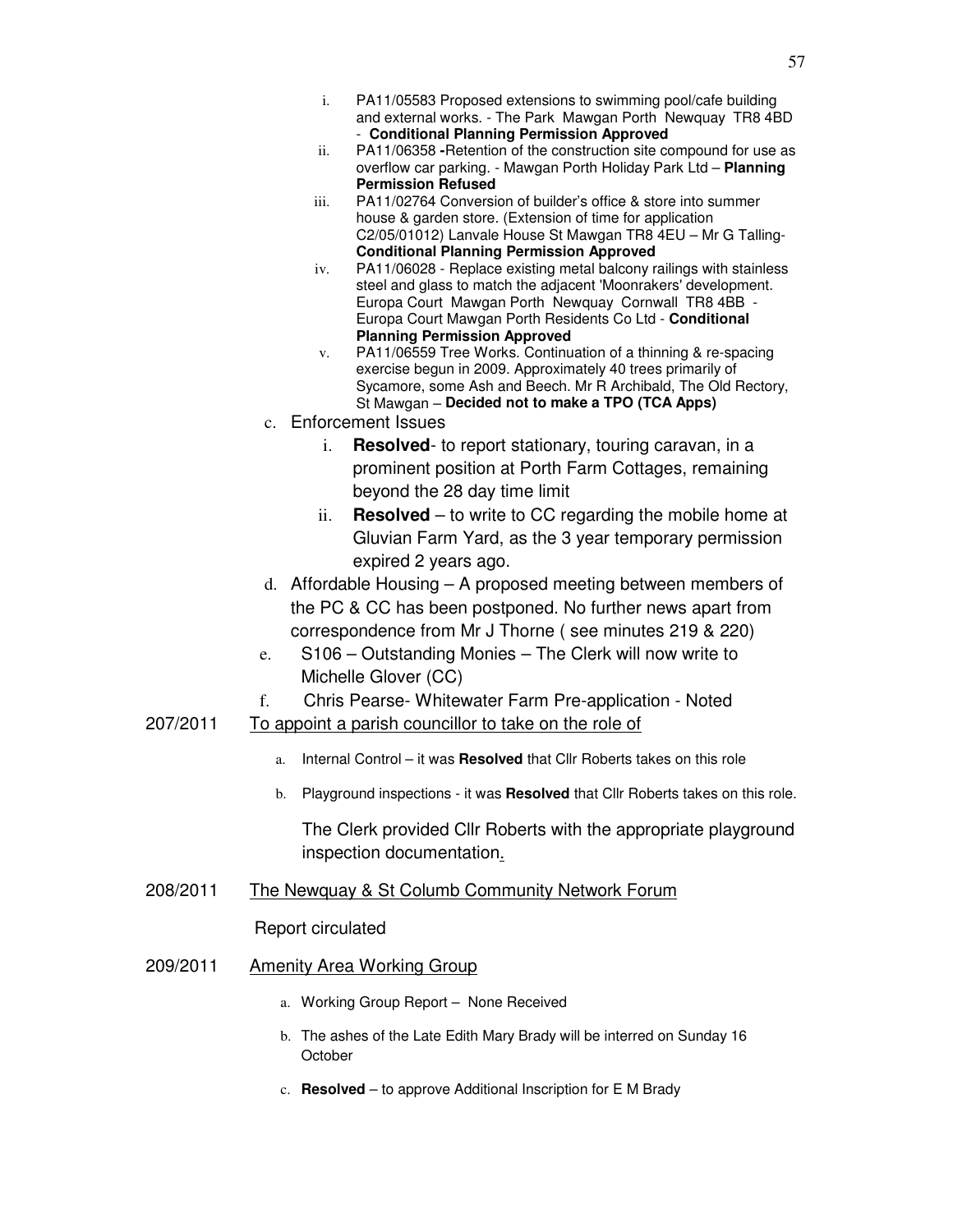i. PA11/05583 Proposed extensions to swimming pool/cafe building and external works. - The Park Mawgan Porth Newquay TR8 4BD - **Conditional Planning Permission Approved**
ii. PA11/06358 **-**Retention of the construction site compound for use as overflow car parking. - Mawgan Porth Holiday Park Ltd – **Planning Permission Refused**
iii. PA11/02764 Conversion of builder's office & store into summer house & garden store. (Extension of time for application C2/05/01012) Lanvale House St Mawgan TR8 4EU – Mr G Talling- **Conditional Planning Permission Approved**
iv. PA11/06028 - Replace existing metal balcony railings with stainless steel and glass to match the adjacent 'Moonrakers' development. Europa Court Mawgan Porth Newquay Cornwall TR8 4BB - Europa Court Mawgan Porth Residents Co Ltd - **Conditional Planning Permission Approved**
v. PA11/06559 Tree Works. Continuation of a thinning & re-spacing exercise begun in 2009. Approximately 40 trees primarily of Sycamore, some Ash and Beech. Mr R Archibald, The Old Rectory, St Mawgan – **Decided not to make a TPO (TCA Apps)**

c. Enforcement Issues
   i. **Resolved**- to report stationary, touring caravan, in a prominent position at Porth Farm Cottages, remaining beyond the 28 day time limit
   ii. **Resolved** – to write to CC regarding the mobile home at Gluvian Farm Yard, as the 3 year temporary permission expired 2 years ago.

d. Affordable Housing – A proposed meeting between members of the PC & CC has been postponed. No further news apart from correspondence from Mr J Thorne ( see minutes 219 & 220)

e. S106 – Outstanding Monies – The Clerk will now write to Michelle Glover (CC)

f. Chris Pearse- Whitewater Farm Pre-application - Noted

207/2011 To appoint a parish councillor to take on the role of

a. Internal Control – it was **Resolved** that Cllr Roberts takes on this role

b. Playground inspections - it was **Resolved** that Cllr Roberts takes on this role.

The Clerk provided Cllr Roberts with the appropriate playground inspection documentation.

208/2011 The Newquay & St Columb Community Network Forum

Report circulated

209/2011 Amenity Area Working Group

a. Working Group Report – None Received

b. The ashes of the Late Edith Mary Brady will be interred on Sunday 16 October

c. **Resolved** – to approve Additional Inscription for E M Brady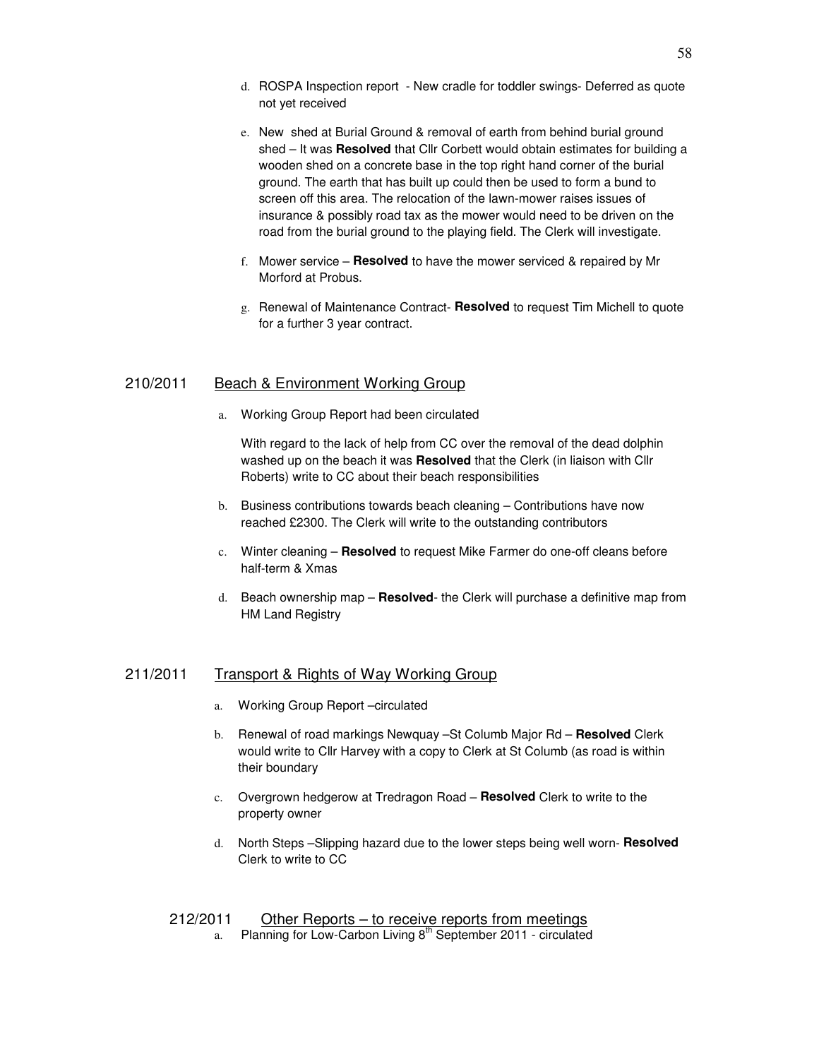d. ROSPA Inspection report - New cradle for toddler swings- Deferred as quote not yet received

e. New shed at Burial Ground & removal of earth from behind burial ground shed – It was **Resolved** that Cllr Corbett would obtain estimates for building a wooden shed on a concrete base in the top right hand corner of the burial ground. The earth that has built up could then be used to form a bund to screen off this area. The relocation of the lawn-mower raises issues of insurance & possibly road tax as the mower would need to be driven on the road from the burial ground to the playing field. The Clerk will investigate.

f. Mower service – **Resolved** to have the mower serviced & repaired by Mr Morford at Probus.

g. Renewal of Maintenance Contract- **Resolved** to request Tim Michell to quote for a further 3 year contract.

## 210/2011 Beach & Environment Working Group

a. Working Group Report had been circulated

With regard to the lack of help from CC over the removal of the dead dolphin washed up on the beach it was **Resolved** that the Clerk (in liaison with Cllr Roberts) write to CC about their beach responsibilities

b. Business contributions towards beach cleaning – Contributions have now reached £2300. The Clerk will write to the outstanding contributors

c. Winter cleaning – **Resolved** to request Mike Farmer do one-off cleans before half-term & Xmas

d. Beach ownership map – **Resolved**- the Clerk will purchase a definitive map from HM Land Registry

## 211/2011 Transport & Rights of Way Working Group

a. Working Group Report –circulated

b. Renewal of road markings Newquay –St Columb Major Rd – **Resolved** Clerk would write to Cllr Harvey with a copy to Clerk at St Columb (as road is within their boundary

c. Overgrown hedgerow at Tredragon Road – **Resolved** Clerk to write to the property owner

d. North Steps –Slipping hazard due to the lower steps being well worn- **Resolved** Clerk to write to CC

## 212/2011 Other Reports – to receive reports from meetings

a. Planning for Low-Carbon Living 8th September 2011 - circulated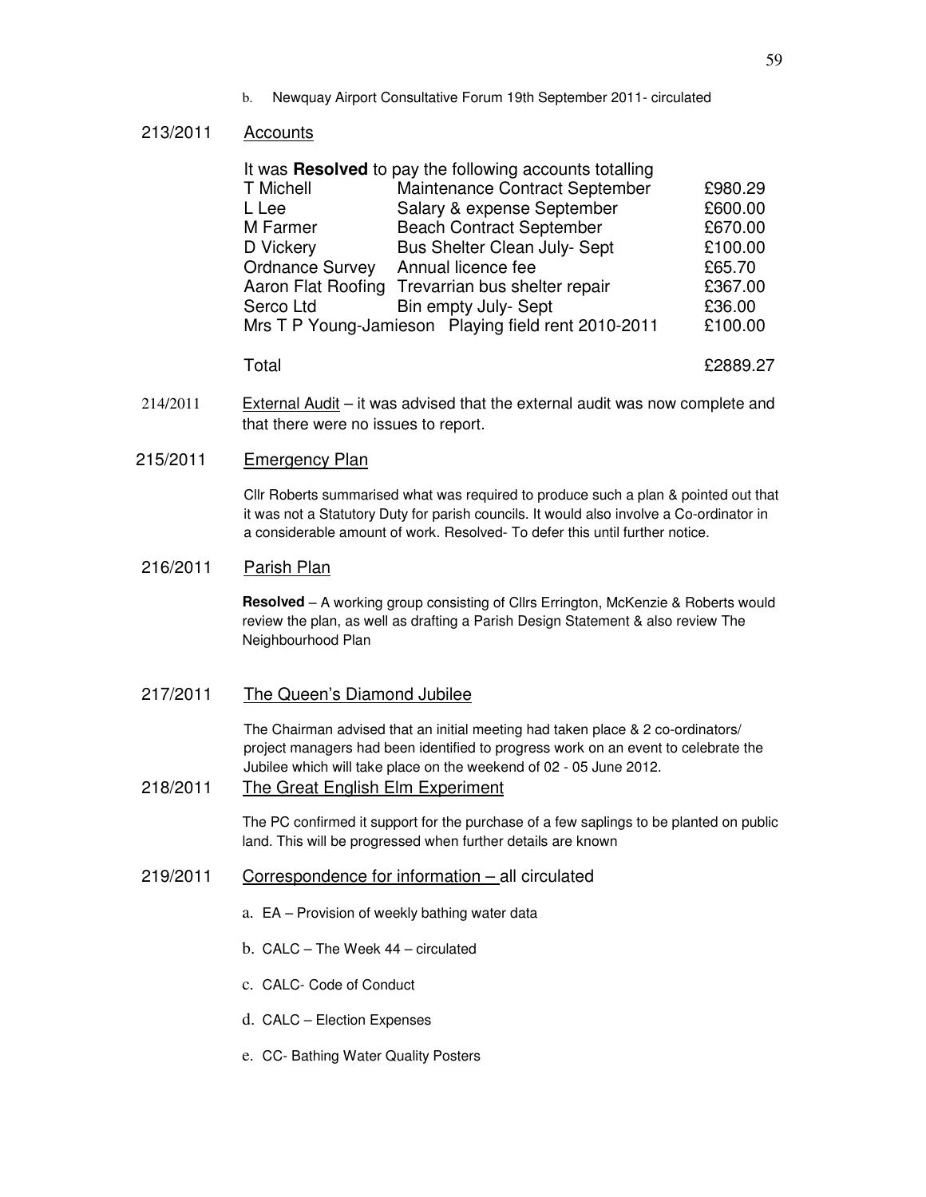b. Newquay Airport Consultative Forum 19th September 2011- circulated

213/2011 Accounts

It was **Resolved** to pay the following accounts totalling

| | | |
|---|---|---|
| T Michell | Maintenance Contract September | £980.29 |
| L Lee | Salary & expense September | £600.00 |
| M Farmer | Beach Contract September | £670.00 |
| D Vickery | Bus Shelter Clean July- Sept | £100.00 |
| Ordnance Survey | Annual licence fee | £65.70 |
| Aaron Flat Roofing | Trevarrian bus shelter repair | £367.00 |
| Serco Ltd | Bin empty July- Sept | £36.00 |
| Mrs T P Young-Jamieson | Playing field rent 2010-2011 | £100.00 |
| Total | | £2889.27 |

214/2011 External Audit – it was advised that the external audit was now complete and that there were no issues to report.

215/2011 Emergency Plan

Cllr Roberts summarised what was required to produce such a plan & pointed out that it was not a Statutory Duty for parish councils. It would also involve a Co-ordinator in a considerable amount of work. Resolved- To defer this until further notice.

216/2011 Parish Plan

**Resolved** – A working group consisting of Cllrs Errington, McKenzie & Roberts would review the plan, as well as drafting a Parish Design Statement & also review The Neighbourhood Plan

217/2011 The Queen's Diamond Jubilee

The Chairman advised that an initial meeting had taken place & 2 co-ordinators/ project managers had been identified to progress work on an event to celebrate the Jubilee which will take place on the weekend of 02 - 05 June 2012.

218/2011 The Great English Elm Experiment

The PC confirmed it support for the purchase of a few saplings to be planted on public land. This will be progressed when further details are known

219/2011 Correspondence for information – all circulated

a. EA – Provision of weekly bathing water data

b. CALC – The Week 44 – circulated

c. CALC- Code of Conduct

d. CALC – Election Expenses

e. CC- Bathing Water Quality Posters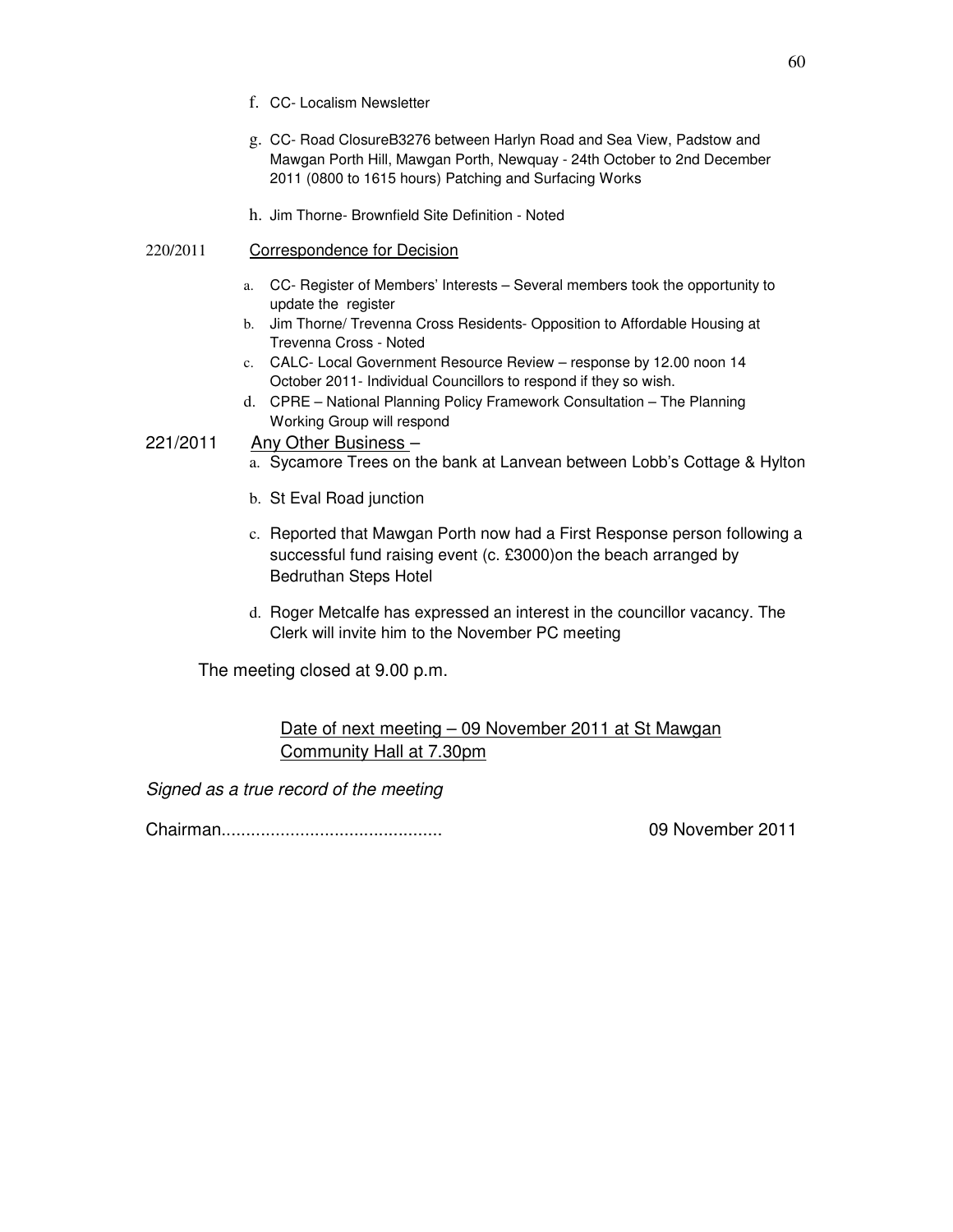f. CC- Localism Newsletter

g. CC- Road ClosureB3276 between Harlyn Road and Sea View, Padstow and Mawgan Porth Hill, Mawgan Porth, Newquay - 24th October to 2nd December 2011 (0800 to 1615 hours) Patching and Surfacing Works

h. Jim Thorne- Brownfield Site Definition - Noted

220/2011 Correspondence for Decision

a. CC- Register of Members' Interests – Several members took the opportunity to update the register
b. Jim Thorne/ Trevenna Cross Residents- Opposition to Affordable Housing at Trevenna Cross - Noted
c. CALC- Local Government Resource Review – response by 12.00 noon 14 October 2011- Individual Councillors to respond if they so wish.
d. CPRE – National Planning Policy Framework Consultation – The Planning Working Group will respond

221/2011 Any Other Business –

a. Sycamore Trees on the bank at Lanvean between Lobb's Cottage & Hylton

b. St Eval Road junction

c. Reported that Mawgan Porth now had a First Response person following a successful fund raising event (c. £3000)on the beach arranged by Bedruthan Steps Hotel

d. Roger Metcalfe has expressed an interest in the councillor vacancy. The Clerk will invite him to the November PC meeting

The meeting closed at 9.00 p.m.

Date of next meeting – 09 November 2011 at St Mawgan Community Hall at 7.30pm

*Signed as a true record of the meeting*

Chairman............................................ 09 November 2011